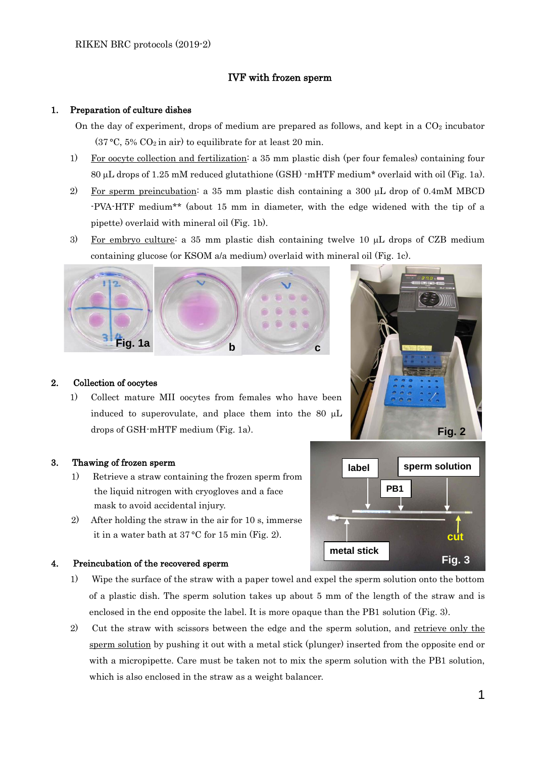RIKEN BRC protocols (2019-2)

# IVF with frozen sperm

## 1. Preparation of culture dishes

On the day of experiment, drops of medium are prepared as follows, and kept in a $CO_2$ incubator (37 °C, 5% $CO_2$ in air) to equilibrate for at least 20 min.

1) For oocyte collection and fertilization: a 35 mm plastic dish (per four females) containing four 80 µL drops of 1.25 mM reduced glutathione (GSH) -mHTF medium* overlaid with oil (Fig. 1a).
2) For sperm preincubation: a 35 mm plastic dish containing a 300 µL drop of 0.4mM MBCD -PVA-HTF medium** (about 15 mm in diameter, with the edge widened with the tip of a pipette) overlaid with mineral oil (Fig. 1b).
3) For embryo culture: a 35 mm plastic dish containing twelve 10 µL drops of CZB medium containing glucose (or KSOM a/a medium) overlaid with mineral oil (Fig. 1c).

Fig. 1a b c

Fig. 2

## 2. Collection of oocytes

1) Collect mature MII oocytes from females who have been induced to superovulate, and place them into the 80 µL drops of GSH-mHTF medium (Fig. 1a).

## 3. Thawing of frozen sperm

1) Retrieve a straw containing the frozen sperm from the liquid nitrogen with cryogloves and a face mask to avoid accidental injury.
2) After holding the straw in the air for 10 s, immerse it in a water bath at 37 °C for 15 min (Fig. 2).

label / sperm solution / PB1 / cut / metal stick

Fig. 3

## 4. Preincubation of the recovered sperm

1) Wipe the surface of the straw with a paper towel and expel the sperm solution onto the bottom of a plastic dish. The sperm solution takes up about 5 mm of the length of the straw and is enclosed in the end opposite the label. It is more opaque than the PB1 solution (Fig. 3).
2) Cut the straw with scissors between the edge and the sperm solution, and retrieve only the sperm solution by pushing it out with a metal stick (plunger) inserted from the opposite end or with a micropipette. Care must be taken not to mix the sperm solution with the PB1 solution, which is also enclosed in the straw as a weight balancer.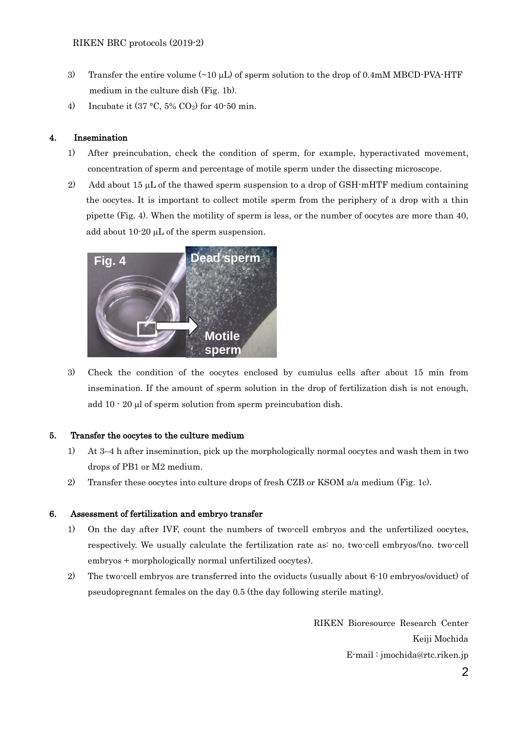3) Transfer the entire volume (~10 μL) of sperm solution to the drop of 0.4mM MBCD-PVA-HTF medium in the culture dish (Fig. 1b).

4) Incubate it (37 °C, 5% $CO_2$) for 40-50 min.

## 4. Insemination

1) After preincubation, check the condition of sperm, for example, hyperactivated movement, concentration of sperm and percentage of motile sperm under the dissecting microscope.

2) Add about 15 μL of the thawed sperm suspension to a drop of GSH-mHTF medium containing the oocytes. It is important to collect motile sperm from the periphery of a drop with a thin pipette (Fig. 4). When the motility of sperm is less, or the number of oocytes are more than 40, add about 10-20 μL of the sperm suspension.

Fig. 4 — Dead sperm / Motile sperm

3) Check the condition of the oocytes enclosed by cumulus cells after about 15 min from insemination. If the amount of sperm solution in the drop of fertilization dish is not enough, add 10 - 20 μl of sperm solution from sperm preincubation dish.

## 5. Transfer the oocytes to the culture medium

1) At 3–4 h after insemination, pick up the morphologically normal oocytes and wash them in two drops of PB1 or M2 medium.

2) Transfer these oocytes into culture drops of fresh CZB or KSOM a/a medium (Fig. 1c).

## 6. Assessment of fertilization and embryo transfer

1) On the day after IVF, count the numbers of two-cell embryos and the unfertilized oocytes, respectively. We usually calculate the fertilization rate as: no. two-cell embryos/(no. two-cell embryos + morphologically normal unfertilized oocytes).

2) The two-cell embryos are transferred into the oviducts (usually about 6-10 embryos/oviduct) of pseudopregnant females on the day 0.5 (the day following sterile mating).

RIKEN Bioresource Research Center

Keiji Mochida

E-mail : jmochida@rtc.riken.jp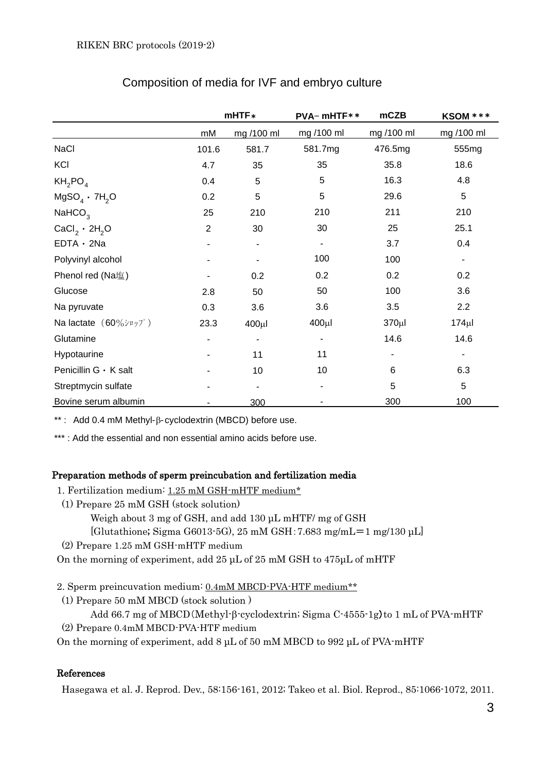# Composition of media for IVF and embryo culture

| | mHTF* | | PVA− mHTF** | mCZB | KSOM *** |
|---|---|---|---|---|---|
| | mM | mg /100 ml | mg /100 ml | mg /100 ml | mg /100 ml |
| NaCl | 101.6 | 581.7 | 581.7mg | 476.5mg | 555mg |
| KCl | 4.7 | 35 | 35 | 35.8 | 18.6 |
| $KH_2PO_4$ | 0.4 | 5 | 5 | 16.3 | 4.8 |
| $MgSO_4 \cdot 7H_2O$ | 0.2 | 5 | 5 | 29.6 | 5 |
| $NaHCO_3$ | 25 | 210 | 210 | 211 | 210 |
| $CaCl_2 \cdot 2H_2O$ | 2 | 30 | 30 | 25 | 25.1 |
| EDTA・2Na | - | - | - | 3.7 | 0.4 |
| Polyvinyl alcohol | - | - | 100 | 100 | - |
| Phenol red (Na塩) | - | 0.2 | 0.2 | 0.2 | 0.2 |
| Glucose | 2.8 | 50 | 50 | 100 | 3.6 |
| Na pyruvate | 0.3 | 3.6 | 3.6 | 3.5 | 2.2 |
| Na lactate （60%ｼﾛｯﾌﾟ） | 23.3 | 400μl | 400μl | 370μl | 174μl |
| Glutamine | - | - | - | 14.6 | 14.6 |
| Hypotaurine | - | 11 | 11 | - | - |
| Penicillin G・K salt | - | 10 | 10 | 6 | 6.3 |
| Streptmycin sulfate | - | - | - | 5 | 5 |
| Bovine serum albumin | - | 300 | - | 300 | 100 |

** : Add 0.4 mM Methyl-β-cyclodextrin (MBCD) before use.

*** : Add the essential and non essential amino acids before use.

**Preparation methods of sperm preincubation and fertilization media**

1. Fertilization medium: 1.25 mM GSH-mHTF medium*

(1) Prepare 25 mM GSH (stock solution)

Weigh about 3 mg of GSH, and add 130 μL mHTF/ mg of GSH

[Glutathione; Sigma G6013-5G), 25 mM GSH : 7.683 mg/mL＝1 mg/130 μL]

(2) Prepare 1.25 mM GSH-mHTF medium

On the morning of experiment, add 25 μL of 25 mM GSH to 475μL of mHTF

2. Sperm preincuvation medium: 0.4mM MBCD-PVA-HTF medium**

(1) Prepare 50 mM MBCD (stock solution )

Add 66.7 mg of MBCD(Methyl-β-cyclodextrin; Sigma C-4555-1g) to 1 mL of PVA-mHTF

(2) Prepare 0.4mM MBCD-PVA-HTF medium

On the morning of experiment, add 8 μL of 50 mM MBCD to 992 μL of PVA-mHTF

**References**

Hasegawa et al. J. Reprod. Dev., 58:156-161, 2012; Takeo et al. Biol. Reprod., 85:1066-1072, 2011.